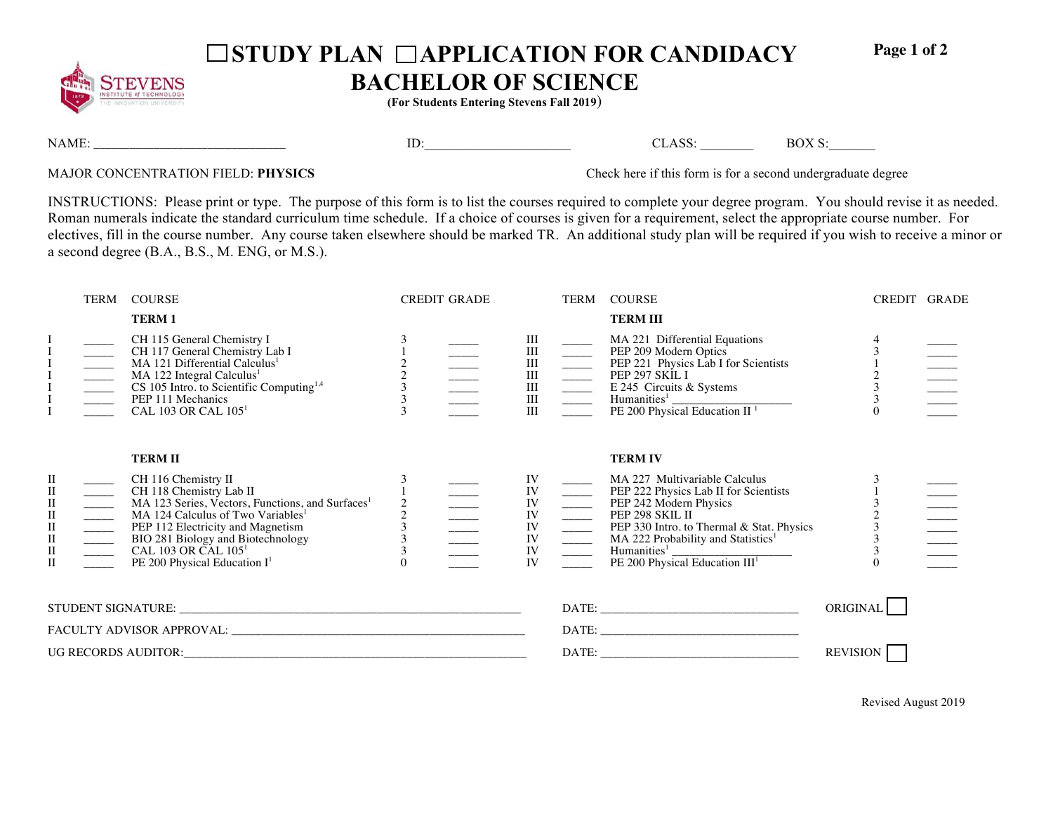# ☐STUDY PLAN ☐APPLICATION FOR CANDIDACY
# BACHELOR OF SCIENCE

**(For Students Entering Stevens Fall 2019)**

NAME: ____________________________ ID:_____________________ CLASS: ________ BOX S:_______

MAJOR CONCENTRATION FIELD: **PHYSICS**

Check here if this form is for a second undergraduate degree

INSTRUCTIONS: Please print or type. The purpose of this form is to list the courses required to complete your degree program. You should revise it as needed. Roman numerals indicate the standard curriculum time schedule. If a choice of courses is given for a requirement, select the appropriate course number. For electives, fill in the course number. Any course taken elsewhere should be marked TR. An additional study plan will be required if you wish to receive a minor or a second degree (B.A., B.S., M. ENG, or M.S.).

| | TERM | COURSE | CREDIT | GRADE |
|---|---|---|---|---|
| | | **TERM 1** | | |
| I | _____ | CH 115 General Chemistry I | 3 | _____ |
| I | _____ | CH 117 General Chemistry Lab I | 1 | _____ |
| I | _____ | MA 121 Differential Calculus[1] | 2 | _____ |
| I | _____ | MA 122 Integral Calculus[1] | 2 | _____ |
| I | _____ | CS 105 Intro. to Scientific Computing[1,4] | 3 | _____ |
| I | _____ | PEP 111 Mechanics | 3 | _____ |
| I | _____ | CAL 103 OR CAL 105[1] | 3 | _____ |
| | | **TERM II** | | |
| II | _____ | CH 116 Chemistry II | 3 | _____ |
| II | _____ | CH 118 Chemistry Lab II | 1 | _____ |
| II | _____ | MA 123 Series, Vectors, Functions, and Surfaces[1] | 2 | _____ |
| II | _____ | MA 124 Calculus of Two Variables[1] | 2 | _____ |
| II | _____ | PEP 112 Electricity and Magnetism | 3 | _____ |
| II | _____ | BIO 281 Biology and Biotechnology | 3 | _____ |
| II | _____ | CAL 103 OR CAL 105[1] | 3 | _____ |
| II | _____ | PE 200 Physical Education I[1] | 0 | _____ |

| | TERM | COURSE | CREDIT | GRADE |
|---|---|---|---|---|
| | | **TERM III** | | |
| III | _____ | MA 221 Differential Equations | 4 | _____ |
| III | _____ | PEP 209 Modern Optics | 3 | _____ |
| III | _____ | PEP 221 Physics Lab I for Scientists | 1 | _____ |
| III | _____ | PEP 297 SKIL I | 2 | _____ |
| III | _____ | E 245 Circuits & Systems | 3 | _____ |
| III | _____ | Humanities[1] ___________________ | 3 | _____ |
| III | _____ | PE 200 Physical Education II [1] | 0 | _____ |
| | | **TERM IV** | | |
| IV | _____ | MA 227 Multivariable Calculus | 3 | _____ |
| IV | _____ | PEP 222 Physics Lab II for Scientists | 1 | _____ |
| IV | _____ | PEP 242 Modern Physics | 3 | _____ |
| IV | _____ | PEP 298 SKIL II | 2 | _____ |
| IV | _____ | PEP 330 Intro. to Thermal & Stat. Physics | 3 | _____ |
| IV | _____ | MA 222 Probability and Statistics[1] | 3 | _____ |
| IV | _____ | Humanities[1] ___________________ | 3 | _____ |
| IV | _____ | PE 200 Physical Education III[1] | 0 | _____ |

STUDENT SIGNATURE: ________________________________________ DATE: ___________________________ ORIGINAL ☐

FACULTY ADVISOR APPROVAL: ___________________________________ DATE: ___________________________

UG RECORDS AUDITOR:_______________________________________ DATE: ___________________________ REVISION ☐

Revised August 2019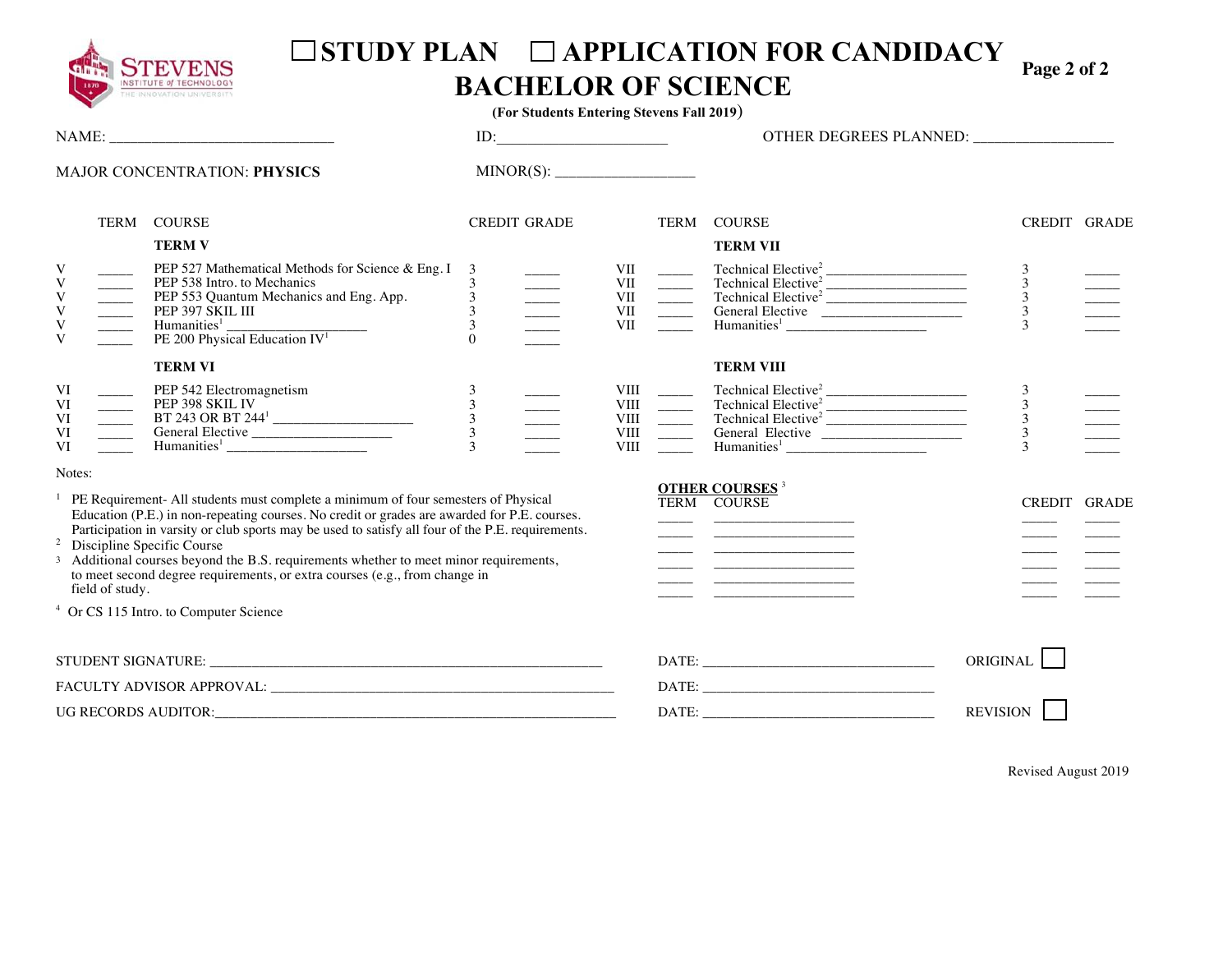# ☐ STUDY PLAN ☐ APPLICATION FOR CANDIDACY
# BACHELOR OF SCIENCE

**(For Students Entering Stevens Fall 2019)**

NAME: ____________________________ ID:______________________ OTHER DEGREES PLANNED: _________________

MAJOR CONCENTRATION: **PHYSICS** MINOR(S): __________________

| TERM | | COURSE | CREDIT | GRADE |
|---|---|---|---|---|
| | | **TERM V** | | |
| V | _____ | PEP 527 Mathematical Methods for Science & Eng. I | 3 | _____ |
| V | _____ | PEP 538 Intro. to Mechanics | 3 | _____ |
| V | _____ | PEP 553 Quantum Mechanics and Eng. App. | 3 | _____ |
| V | _____ | PEP 397 SKIL III | 3 | _____ |
| V | _____ | Humanities[1] ___________________ | 3 | _____ |
| V | _____ | PE 200 Physical Education IV[1] | 0 | _____ |
| | | **TERM VI** | | |
| VI | _____ | PEP 542 Electromagnetism | 3 | _____ |
| VI | _____ | PEP 398 SKIL IV | 3 | _____ |
| VI | _____ | BT 243 OR BT 244[1] ___________________ | 3 | _____ |
| VI | _____ | General Elective ___________________ | 3 | _____ |
| VI | _____ | Humanities[1] ___________________ | 3 | _____ |
| | | **TERM VII** | | |
| VII | _____ | Technical Elective[2] ___________________ | 3 | _____ |
| VII | _____ | Technical Elective[2] ___________________ | 3 | _____ |
| VII | _____ | Technical Elective[2] ___________________ | 3 | _____ |
| VII | _____ | General Elective ___________________ | 3 | _____ |
| VII | _____ | Humanities[1] ___________________ | 3 | _____ |
| | | **TERM VIII** | | |
| VIII | _____ | Technical Elective[2] ___________________ | 3 | _____ |
| VIII | _____ | Technical Elective[2] ___________________ | 3 | _____ |
| VIII | _____ | Technical Elective[2] ___________________ | 3 | _____ |
| VIII | _____ | General Elective ___________________ | 3 | _____ |
| VIII | _____ | Humanities[1] ___________________ | 3 | _____ |

**OTHER COURSES** [3]

| TERM | COURSE | CREDIT | GRADE |
|---|---|---|---|
| _____ | ___________________ | _____ | _____ |
| _____ | ___________________ | _____ | _____ |
| _____ | ___________________ | _____ | _____ |
| _____ | ___________________ | _____ | _____ |
| _____ | ___________________ | _____ | _____ |
| _____ | ___________________ | _____ | _____ |

Notes:

[1] PE Requirement- All students must complete a minimum of four semesters of Physical Education (P.E.) in non-repeating courses. No credit or grades are awarded for P.E. courses. Participation in varsity or club sports may be used to satisfy all four of the P.E. requirements.

[2] Discipline Specific Course

[3] Additional courses beyond the B.S. requirements whether to meet minor requirements, to meet second degree requirements, or extra courses (e.g., from change in field of study.

[4] Or CS 115 Intro. to Computer Science

STUDENT SIGNATURE: _______________________________________________ DATE: ______________________________ ORIGINAL ☐

FACULTY ADVISOR APPROVAL: ___________________________________________ DATE: ______________________________

UG RECORDS AUDITOR:_______________________________________________ DATE: ______________________________ REVISION ☐

Revised August 2019